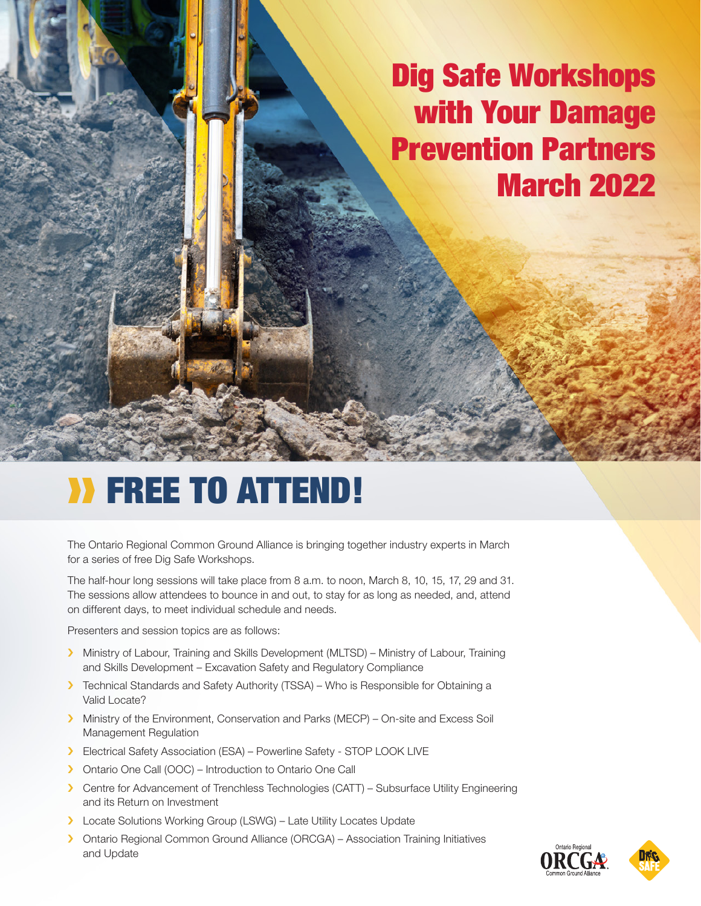# Dig Safe Workshops with Your Damage Prevention Partners March 2022

## » FREE TO ATTEND!

The Ontario Regional Common Ground Alliance is bringing together industry experts in March for a series of free Dig Safe Workshops.

The half-hour long sessions will take place from 8 a.m. to noon, March 8, 10, 15, 17, 29 and 31. The sessions allow attendees to bounce in and out, to stay for as long as needed, and, attend on different days, to meet individual schedule and needs.

Presenters and session topics are as follows:

- Ministry of Labour, Training and Skills Development (MLTSD) – Ministry of Labour, Training and Skills Development – Excavation Safety and Regulatory Compliance
- Technical Standards and Safety Authority (TSSA) – Who is Responsible for Obtaining a Valid Locate?
- Ministry of the Environment, Conservation and Parks (MECP) – On-site and Excess Soil Management Regulation
- Electrical Safety Association (ESA) – Powerline Safety - STOP LOOK LIVE
- Ontario One Call (OOC) – Introduction to Ontario One Call
- Centre for Advancement of Trenchless Technologies (CATT) – Subsurface Utility Engineering and its Return on Investment
- Locate Solutions Working Group (LSWG) – Late Utility Locates Update
- Ontario Regional Common Ground Alliance (ORCGA) – Association Training Initiatives and Update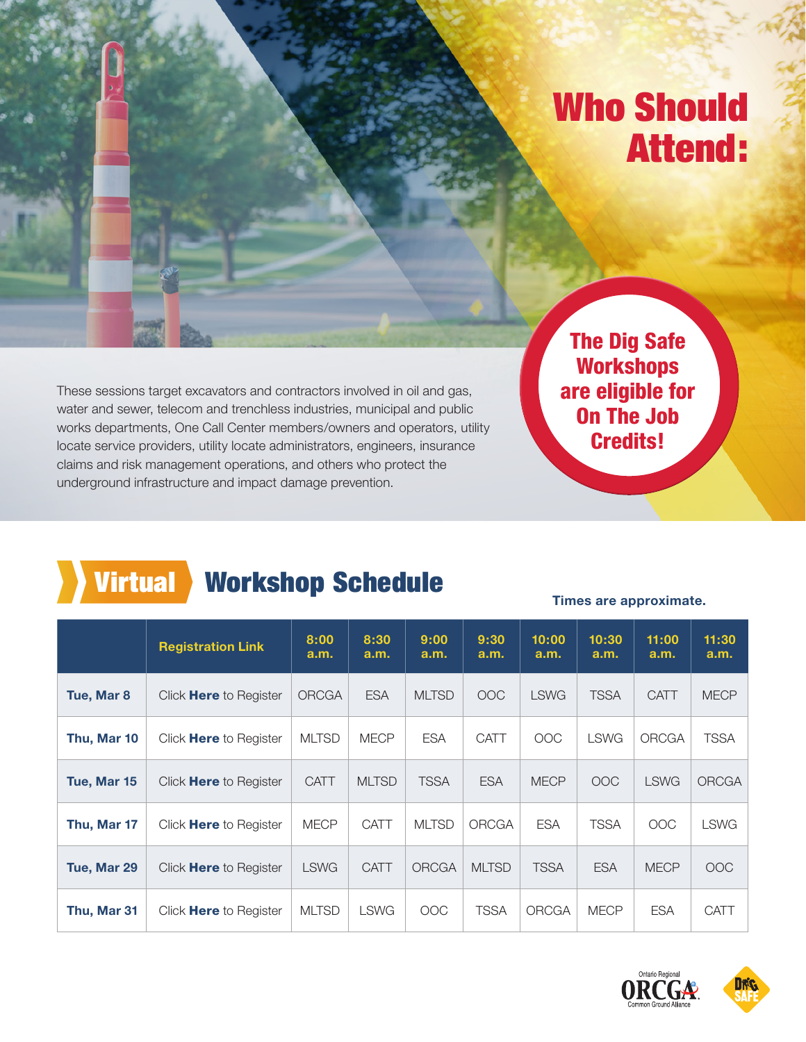# Who Should Attend:

These sessions target excavators and contractors involved in oil and gas, water and sewer, telecom and trenchless industries, municipal and public works departments, One Call Center members/owners and operators, utility locate service providers, utility locate administrators, engineers, insurance claims and risk management operations, and others who protect the underground infrastructure and impact damage prevention.

**The Dig Safe Workshops are eligible for On The Job Credits!**

## Virtual Workshop Schedule

**Times are approximate.**

| | Registration Link | 8:00 a.m. | 8:30 a.m. | 9:00 a.m. | 9:30 a.m. | 10:00 a.m. | 10:30 a.m. | 11:00 a.m. | 11:30 a.m. |
|---|---|---|---|---|---|---|---|---|---|
| **Tue, Mar 8** | Click **Here** to Register | ORCGA | ESA | MLTSD | OOC | LSWG | TSSA | CATT | MECP |
| **Thu, Mar 10** | Click **Here** to Register | MLTSD | MECP | ESA | CATT | OOC | LSWG | ORCGA | TSSA |
| **Tue, Mar 15** | Click **Here** to Register | CATT | MLTSD | TSSA | ESA | MECP | OOC | LSWG | ORCGA |
| **Thu, Mar 17** | Click **Here** to Register | MECP | CATT | MLTSD | ORCGA | ESA | TSSA | OOC | LSWG |
| **Tue, Mar 29** | Click **Here** to Register | LSWG | CATT | ORCGA | MLTSD | TSSA | ESA | MECP | OOC |
| **Thu, Mar 31** | Click **Here** to Register | MLTSD | LSWG | OOC | TSSA | ORCGA | MECP | ESA | CATT |

Ontario Regional ORCGA Common Ground Alliance

DIG SAFE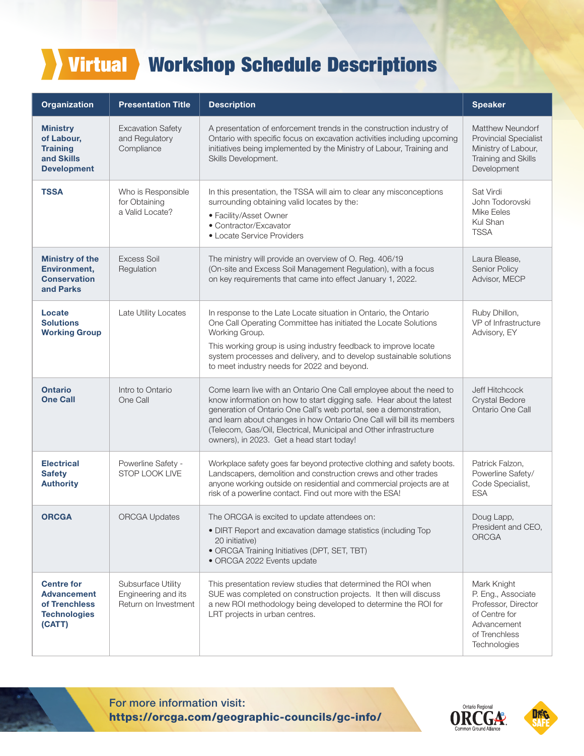# Virtual Workshop Schedule Descriptions

| Organization | Presentation Title | Description | Speaker |
|---|---|---|---|
| **Ministry of Labour, Training and Skills Development** | Excavation Safety and Regulatory Compliance | A presentation of enforcement trends in the construction industry of Ontario with specific focus on excavation activities including upcoming initiatives being implemented by the Ministry of Labour, Training and Skills Development. | Matthew Neundorf Provincial Specialist Ministry of Labour, Training and Skills Development |
| **TSSA** | Who is Responsible for Obtaining a Valid Locate? | In this presentation, the TSSA will aim to clear any misconceptions surrounding obtaining valid locates by the:<br>• Facility/Asset Owner<br>• Contractor/Excavator<br>• Locate Service Providers | Sat Virdi<br>John Todorovski<br>Mike Eeles<br>Kul Shan<br>TSSA |
| **Ministry of the Environment, Conservation and Parks** | Excess Soil Regulation | The ministry will provide an overview of O. Reg. 406/19 (On-site and Excess Soil Management Regulation), with a focus on key requirements that came into effect January 1, 2022. | Laura Blease, Senior Policy Advisor, MECP |
| **Locate Solutions Working Group** | Late Utility Locates | In response to the Late Locate situation in Ontario, the Ontario One Call Operating Committee has initiated the Locate Solutions Working Group.<br>This working group is using industry feedback to improve locate system processes and delivery, and to develop sustainable solutions to meet industry needs for 2022 and beyond. | Ruby Dhillon, VP of Infrastructure Advisory, EY |
| **Ontario One Call** | Intro to Ontario One Call | Come learn live with an Ontario One Call employee about the need to know information on how to start digging safe. Hear about the latest generation of Ontario One Call's web portal, see a demonstration, and learn about changes in how Ontario One Call will bill its members (Telecom, Gas/Oil, Electrical, Municipal and Other infrastructure owners), in 2023. Get a head start today! | Jeff Hitchcock<br>Crystal Bedore<br>Ontario One Call |
| **Electrical Safety Authority** | Powerline Safety - STOP LOOK LIVE | Workplace safety goes far beyond protective clothing and safety boots. Landscapers, demolition and construction crews and other trades anyone working outside on residential and commercial projects are at risk of a powerline contact. Find out more with the ESA! | Patrick Falzon, Powerline Safety/ Code Specialist, ESA |
| **ORCGA** | ORCGA Updates | The ORCGA is excited to update attendees on:<br>• DIRT Report and excavation damage statistics (including Top 20 initiative)<br>• ORCGA Training Initiatives (DPT, SET, TBT)<br>• ORCGA 2022 Events update | Doug Lapp, President and CEO, ORCGA |
| **Centre for Advancement of Trenchless Technologies (CATT)** | Subsurface Utility Engineering and its Return on Investment | This presentation review studies that determined the ROI when SUE was completed on construction projects. It then will discuss a new ROI methodology being developed to determine the ROI for LRT projects in urban centres. | Mark Knight P. Eng., Associate Professor, Director of Centre for Advancement of Trenchless Technologies |

For more information visit:
**https://orcga.com/geographic-councils/gc-info/**

Ontario Regional ORCGA Common Ground Alliance

DIG SAFE